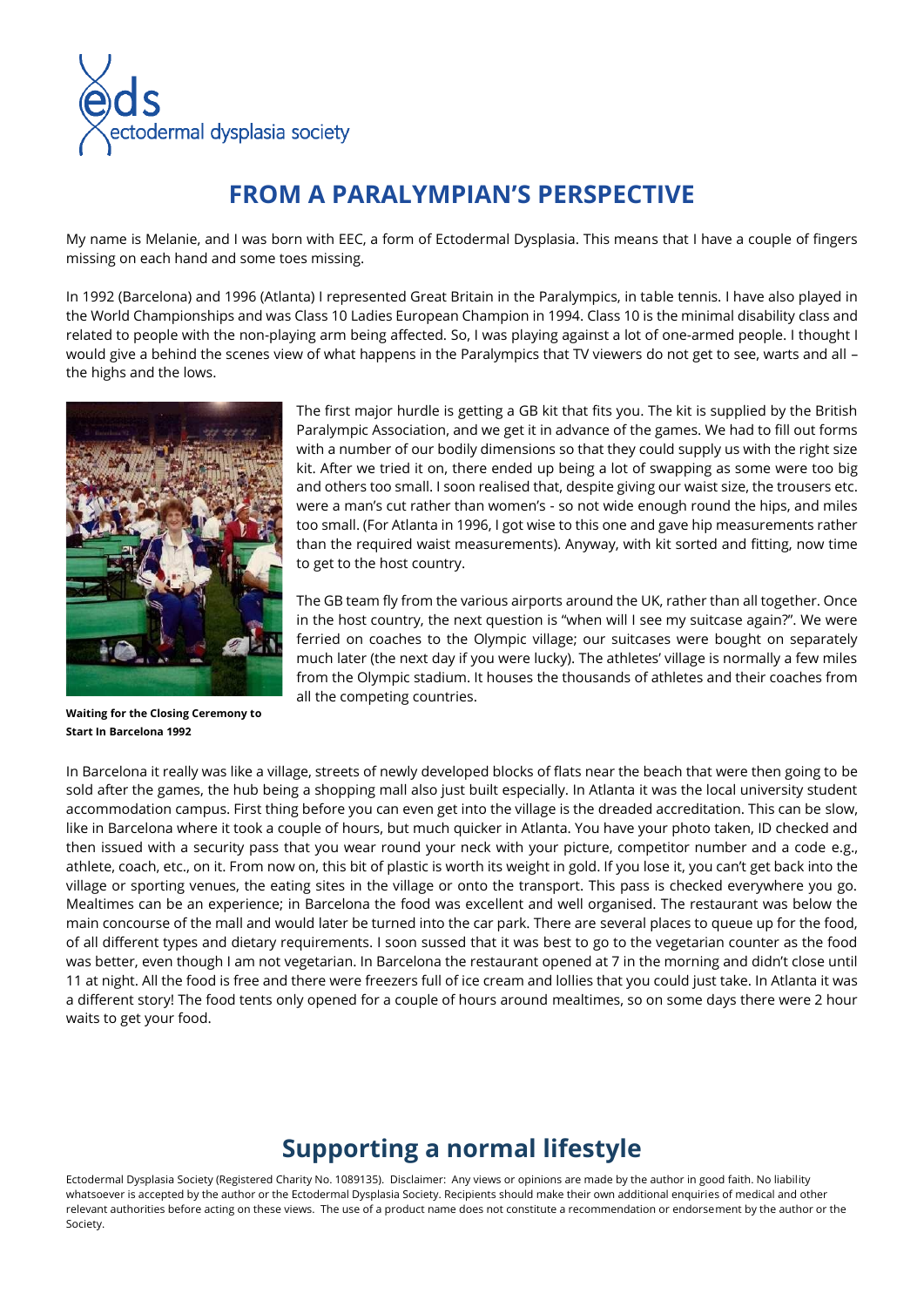# FROM A PARALYMPIAN'S PERSPECTIVE

My name is Melanie, and I was born with EEC, a form of Ectodermal Dysplasia. This means that I have a couple of fingers missing on each hand and some toes missing.

In 1992 (Barcelona) and 1996 (Atlanta) I represented Great Britain in the Paralympics, in table tennis. I have also played in the World Championships and was Class 10 Ladies European Champion in 1994. Class 10 is the minimal disability class and related to people with the non-playing arm being affected. So, I was playing against a lot of one-armed people. I thought I would give a behind the scenes view of what happens in the Paralympics that TV viewers do not get to see, warts and all – the highs and the lows.

**Waiting for the Closing Ceremony to Start In Barcelona 1992**

The first major hurdle is getting a GB kit that fits you. The kit is supplied by the British Paralympic Association, and we get it in advance of the games. We had to fill out forms with a number of our bodily dimensions so that they could supply us with the right size kit. After we tried it on, there ended up being a lot of swapping as some were too big and others too small. I soon realised that, despite giving our waist size, the trousers etc. were a man's cut rather than women's - so not wide enough round the hips, and miles too small. (For Atlanta in 1996, I got wise to this one and gave hip measurements rather than the required waist measurements). Anyway, with kit sorted and fitting, now time to get to the host country.

The GB team fly from the various airports around the UK, rather than all together. Once in the host country, the next question is "when will I see my suitcase again?". We were ferried on coaches to the Olympic village; our suitcases were bought on separately much later (the next day if you were lucky). The athletes' village is normally a few miles from the Olympic stadium. It houses the thousands of athletes and their coaches from all the competing countries.

In Barcelona it really was like a village, streets of newly developed blocks of flats near the beach that were then going to be sold after the games, the hub being a shopping mall also just built especially. In Atlanta it was the local university student accommodation campus. First thing before you can even get into the village is the dreaded accreditation. This can be slow, like in Barcelona where it took a couple of hours, but much quicker in Atlanta. You have your photo taken, ID checked and then issued with a security pass that you wear round your neck with your picture, competitor number and a code e.g., athlete, coach, etc., on it. From now on, this bit of plastic is worth its weight in gold. If you lose it, you can't get back into the village or sporting venues, the eating sites in the village or onto the transport. This pass is checked everywhere you go. Mealtimes can be an experience; in Barcelona the food was excellent and well organised. The restaurant was below the main concourse of the mall and would later be turned into the car park. There are several places to queue up for the food, of all different types and dietary requirements. I soon sussed that it was best to go to the vegetarian counter as the food was better, even though I am not vegetarian. In Barcelona the restaurant opened at 7 in the morning and didn't close until 11 at night. All the food is free and there were freezers full of ice cream and lollies that you could just take. In Atlanta it was a different story! The food tents only opened for a couple of hours around mealtimes, so on some days there were 2 hour waits to get your food.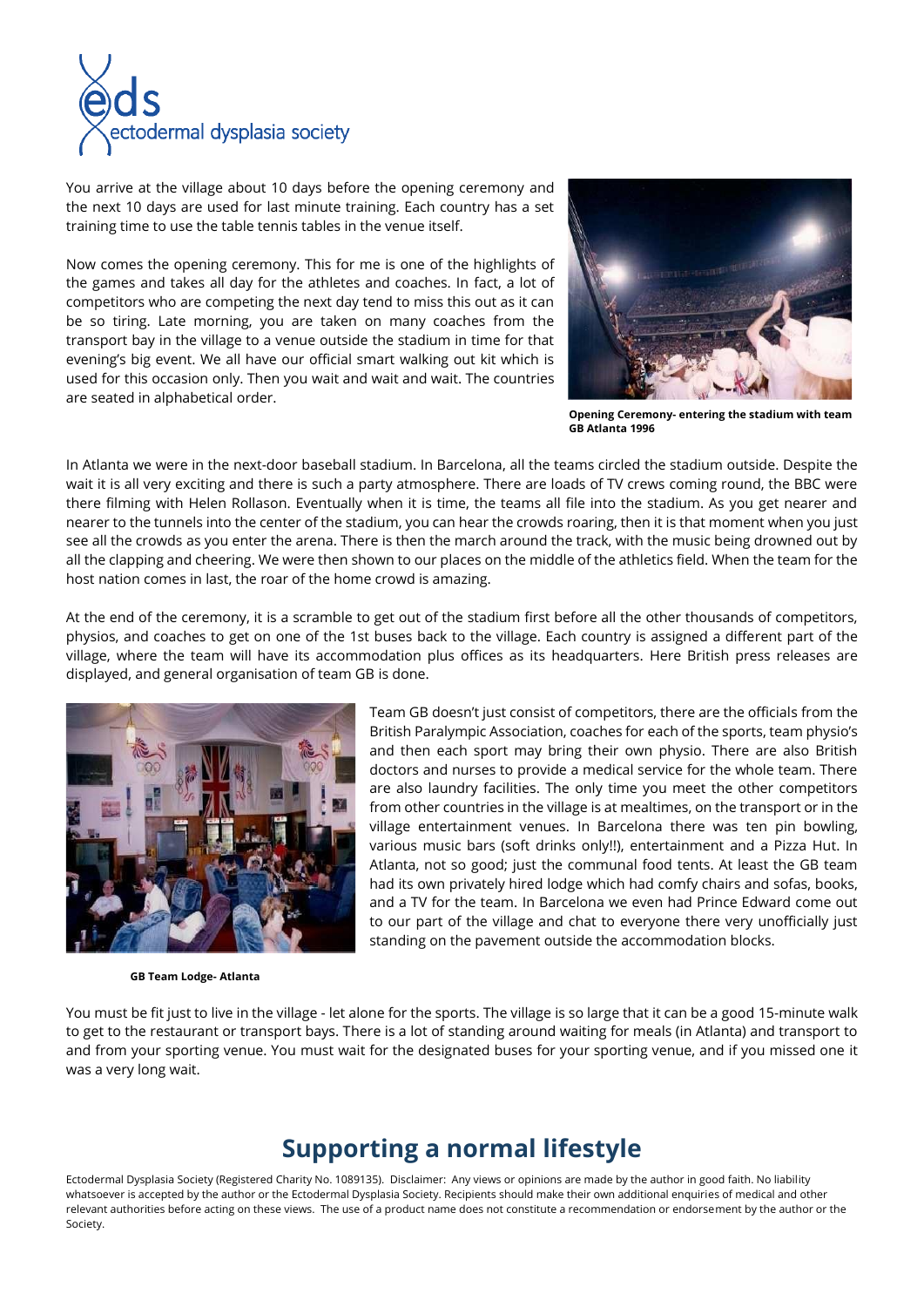You arrive at the village about 10 days before the opening ceremony and the next 10 days are used for last minute training. Each country has a set training time to use the table tennis tables in the venue itself.

Now comes the opening ceremony. This for me is one of the highlights of the games and takes all day for the athletes and coaches. In fact, a lot of competitors who are competing the next day tend to miss this out as it can be so tiring. Late morning, you are taken on many coaches from the transport bay in the village to a venue outside the stadium in time for that evening's big event. We all have our official smart walking out kit which is used for this occasion only. Then you wait and wait and wait. The countries are seated in alphabetical order.

**Opening Ceremony- entering the stadium with team GB Atlanta 1996**

In Atlanta we were in the next-door baseball stadium. In Barcelona, all the teams circled the stadium outside. Despite the wait it is all very exciting and there is such a party atmosphere. There are loads of TV crews coming round, the BBC were there filming with Helen Rollason. Eventually when it is time, the teams all file into the stadium. As you get nearer and nearer to the tunnels into the center of the stadium, you can hear the crowds roaring, then it is that moment when you just see all the crowds as you enter the arena. There is then the march around the track, with the music being drowned out by all the clapping and cheering. We were then shown to our places on the middle of the athletics field. When the team for the host nation comes in last, the roar of the home crowd is amazing.

At the end of the ceremony, it is a scramble to get out of the stadium first before all the other thousands of competitors, physios, and coaches to get on one of the 1st buses back to the village. Each country is assigned a different part of the village, where the team will have its accommodation plus offices as its headquarters. Here British press releases are displayed, and general organisation of team GB is done.

Team GB doesn't just consist of competitors, there are the officials from the British Paralympic Association, coaches for each of the sports, team physio's and then each sport may bring their own physio. There are also British doctors and nurses to provide a medical service for the whole team. There are also laundry facilities. The only time you meet the other competitors from other countries in the village is at mealtimes, on the transport or in the village entertainment venues. In Barcelona there was ten pin bowling, various music bars (soft drinks only!!), entertainment and a Pizza Hut. In Atlanta, not so good; just the communal food tents. At least the GB team had its own privately hired lodge which had comfy chairs and sofas, books, and a TV for the team. In Barcelona we even had Prince Edward come out to our part of the village and chat to everyone there very unofficially just standing on the pavement outside the accommodation blocks.

**GB Team Lodge- Atlanta**

You must be fit just to live in the village - let alone for the sports. The village is so large that it can be a good 15-minute walk to get to the restaurant or transport bays. There is a lot of standing around waiting for meals (in Atlanta) and transport to and from your sporting venue. You must wait for the designated buses for your sporting venue, and if you missed one it was a very long wait.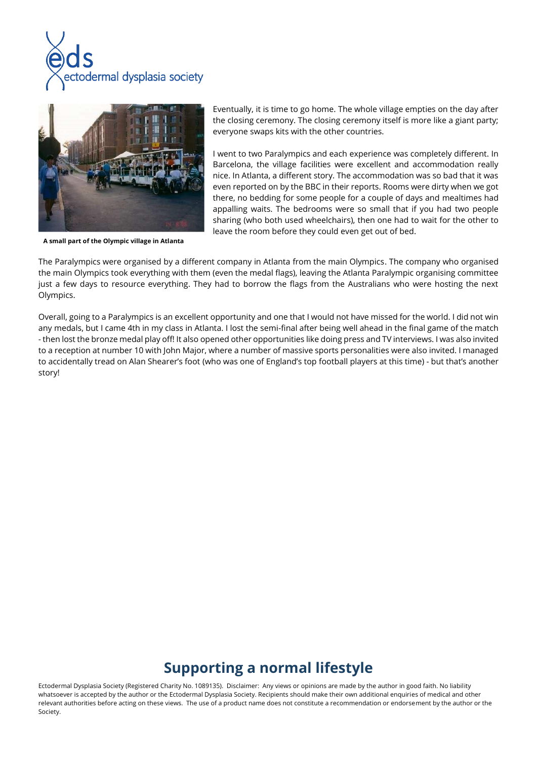Eventually, it is time to go home. The whole village empties on the day after the closing ceremony. The closing ceremony itself is more like a giant party; everyone swaps kits with the other countries.

I went to two Paralympics and each experience was completely different. In Barcelona, the village facilities were excellent and accommodation really nice. In Atlanta, a different story. The accommodation was so bad that it was even reported on by the BBC in their reports. Rooms were dirty when we got there, no bedding for some people for a couple of days and mealtimes had appalling waits. The bedrooms were so small that if you had two people sharing (who both used wheelchairs), then one had to wait for the other to leave the room before they could even get out of bed.

**A small part of the Olympic village in Atlanta**

The Paralympics were organised by a different company in Atlanta from the main Olympics. The company who organised the main Olympics took everything with them (even the medal flags), leaving the Atlanta Paralympic organising committee just a few days to resource everything. They had to borrow the flags from the Australians who were hosting the next Olympics.

Overall, going to a Paralympics is an excellent opportunity and one that I would not have missed for the world. I did not win any medals, but I came 4th in my class in Atlanta. I lost the semi-final after being well ahead in the final game of the match - then lost the bronze medal play off! It also opened other opportunities like doing press and TV interviews. I was also invited to a reception at number 10 with John Major, where a number of massive sports personalities were also invited. I managed to accidentally tread on Alan Shearer's foot (who was one of England's top football players at this time) - but that's another story!

## Supporting a normal lifestyle

Ectodermal Dysplasia Society (Registered Charity No. 1089135). Disclaimer: Any views or opinions are made by the author in good faith. No liability whatsoever is accepted by the author or the Ectodermal Dysplasia Society. Recipients should make their own additional enquiries of medical and other relevant authorities before acting on these views. The use of a product name does not constitute a recommendation or endorsement by the author or the Society.